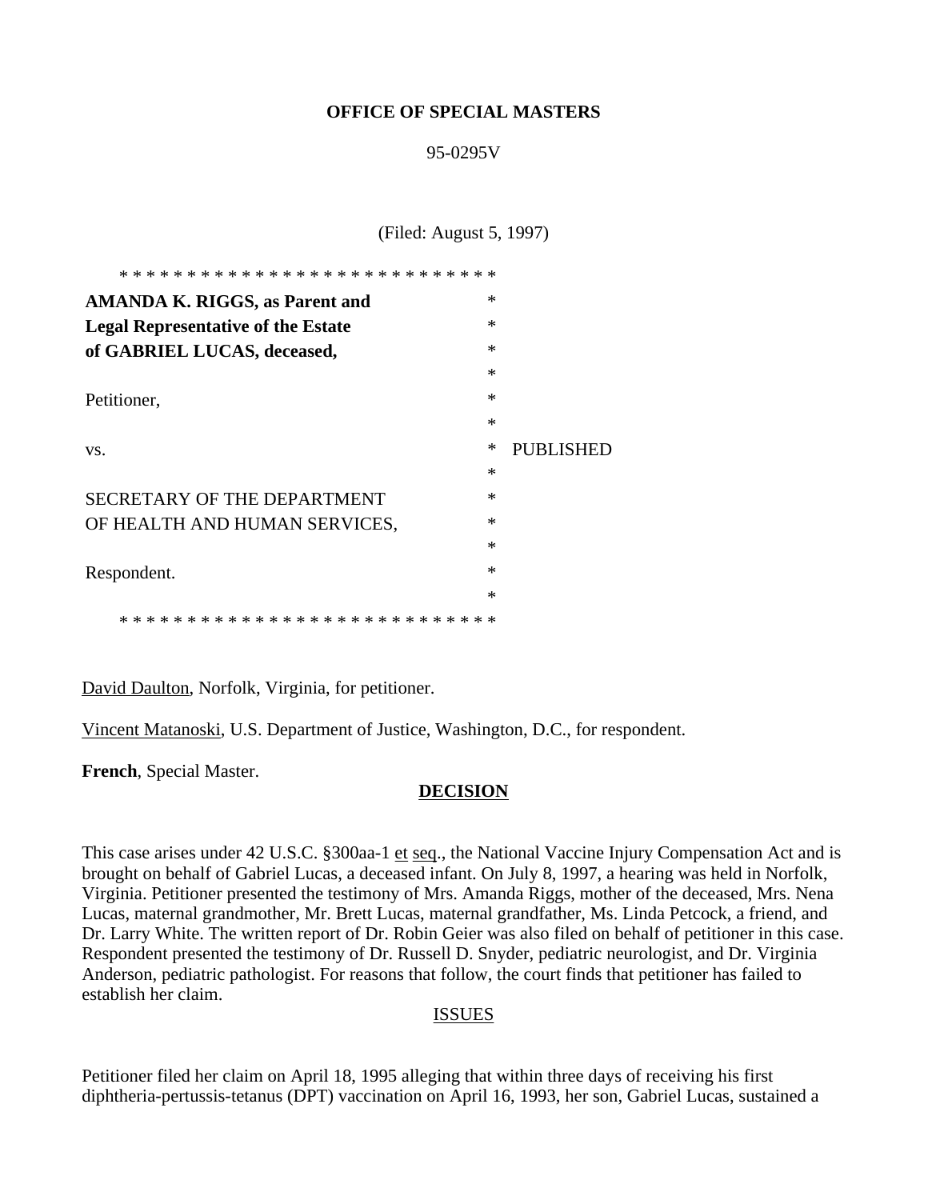**OFFICE OF SPECIAL MASTERS**

95-0295V

(Filed: August 5, 1997)

* * * * * * * * * * * * * * * * * * * * * * * * * * * * *

**AMANDA K. RIGGS, as Parent and Legal Representative of the Estate of GABRIEL LUCAS, deceased,**

Petitioner,

vs. PUBLISHED

SECRETARY OF THE DEPARTMENT OF HEALTH AND HUMAN SERVICES,

Respondent.

* * * * * * * * * * * * * * * * * * * * * * * * * * * * *

David Daulton, Norfolk, Virginia, for petitioner.

Vincent Matanoski, U.S. Department of Justice, Washington, D.C., for respondent.

**French**, Special Master.

## DECISION

This case arises under 42 U.S.C. §300aa-1 et seq., the National Vaccine Injury Compensation Act and is brought on behalf of Gabriel Lucas, a deceased infant. On July 8, 1997, a hearing was held in Norfolk, Virginia. Petitioner presented the testimony of Mrs. Amanda Riggs, mother of the deceased, Mrs. Nena Lucas, maternal grandmother, Mr. Brett Lucas, maternal grandfather, Ms. Linda Petcock, a friend, and Dr. Larry White. The written report of Dr. Robin Geier was also filed on behalf of petitioner in this case. Respondent presented the testimony of Dr. Russell D. Snyder, pediatric neurologist, and Dr. Virginia Anderson, pediatric pathologist. For reasons that follow, the court finds that petitioner has failed to establish her claim.

## ISSUES

Petitioner filed her claim on April 18, 1995 alleging that within three days of receiving his first diphtheria-pertussis-tetanus (DPT) vaccination on April 16, 1993, her son, Gabriel Lucas, sustained a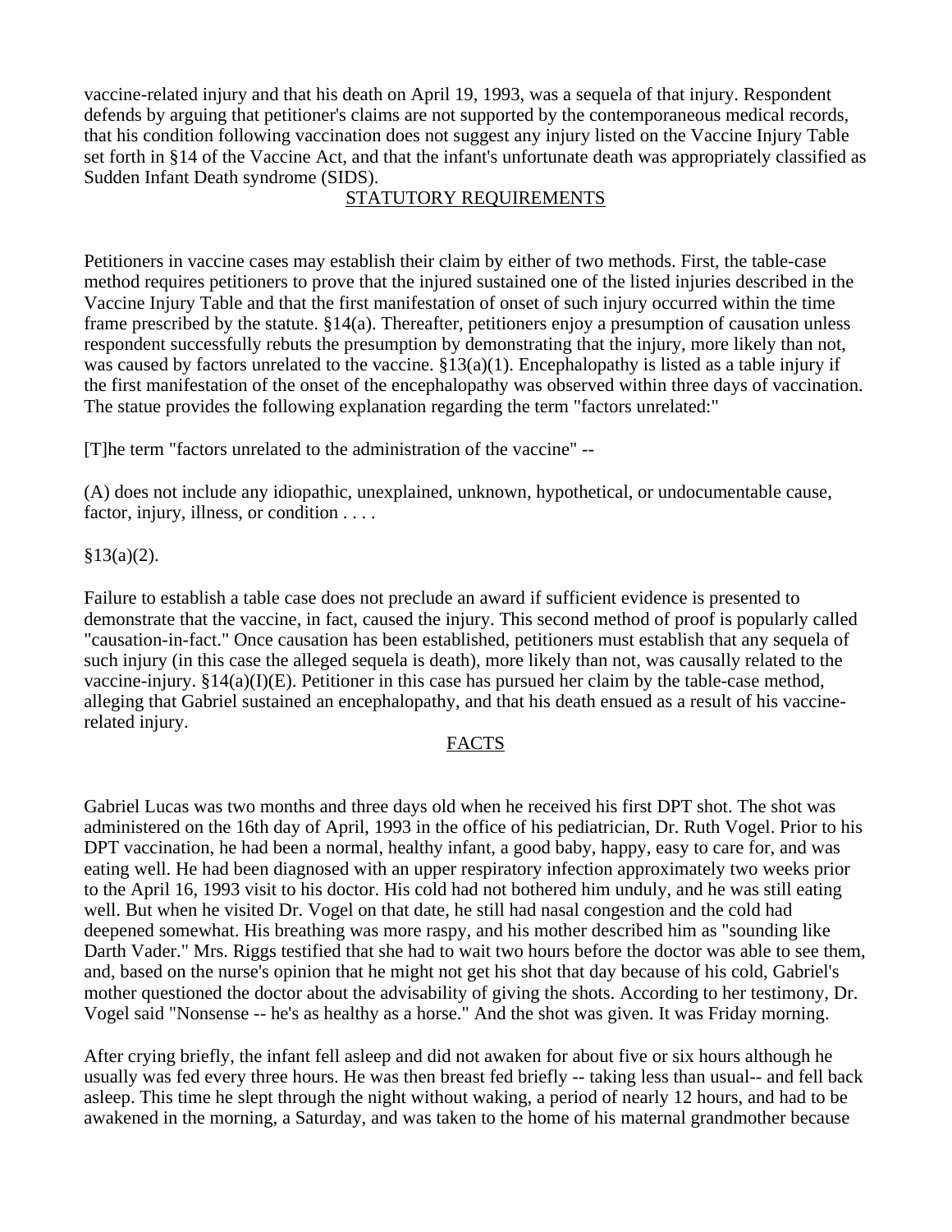vaccine-related injury and that his death on April 19, 1993, was a sequela of that injury. Respondent defends by arguing that petitioner's claims are not supported by the contemporaneous medical records, that his condition following vaccination does not suggest any injury listed on the Vaccine Injury Table set forth in §14 of the Vaccine Act, and that the infant's unfortunate death was appropriately classified as Sudden Infant Death syndrome (SIDS).

## STATUTORY REQUIREMENTS

Petitioners in vaccine cases may establish their claim by either of two methods. First, the table-case method requires petitioners to prove that the injured sustained one of the listed injuries described in the Vaccine Injury Table and that the first manifestation of onset of such injury occurred within the time frame prescribed by the statute. §14(a). Thereafter, petitioners enjoy a presumption of causation unless respondent successfully rebuts the presumption by demonstrating that the injury, more likely than not, was caused by factors unrelated to the vaccine. §13(a)(1). Encephalopathy is listed as a table injury if the first manifestation of the onset of the encephalopathy was observed within three days of vaccination. The statue provides the following explanation regarding the term "factors unrelated:"

[T]he term "factors unrelated to the administration of the vaccine" --

(A) does not include any idiopathic, unexplained, unknown, hypothetical, or undocumentable cause, factor, injury, illness, or condition . . . .

§13(a)(2).

Failure to establish a table case does not preclude an award if sufficient evidence is presented to demonstrate that the vaccine, in fact, caused the injury. This second method of proof is popularly called "causation-in-fact." Once causation has been established, petitioners must establish that any sequela of such injury (in this case the alleged sequela is death), more likely than not, was causally related to the vaccine-injury. §14(a)(I)(E). Petitioner in this case has pursued her claim by the table-case method, alleging that Gabriel sustained an encephalopathy, and that his death ensued as a result of his vaccine-related injury.

## FACTS

Gabriel Lucas was two months and three days old when he received his first DPT shot. The shot was administered on the 16th day of April, 1993 in the office of his pediatrician, Dr. Ruth Vogel. Prior to his DPT vaccination, he had been a normal, healthy infant, a good baby, happy, easy to care for, and was eating well. He had been diagnosed with an upper respiratory infection approximately two weeks prior to the April 16, 1993 visit to his doctor. His cold had not bothered him unduly, and he was still eating well. But when he visited Dr. Vogel on that date, he still had nasal congestion and the cold had deepened somewhat. His breathing was more raspy, and his mother described him as "sounding like Darth Vader." Mrs. Riggs testified that she had to wait two hours before the doctor was able to see them, and, based on the nurse's opinion that he might not get his shot that day because of his cold, Gabriel's mother questioned the doctor about the advisability of giving the shots. According to her testimony, Dr. Vogel said "Nonsense -- he's as healthy as a horse." And the shot was given. It was Friday morning.

After crying briefly, the infant fell asleep and did not awaken for about five or six hours although he usually was fed every three hours. He was then breast fed briefly -- taking less than usual-- and fell back asleep. This time he slept through the night without waking, a period of nearly 12 hours, and had to be awakened in the morning, a Saturday, and was taken to the home of his maternal grandmother because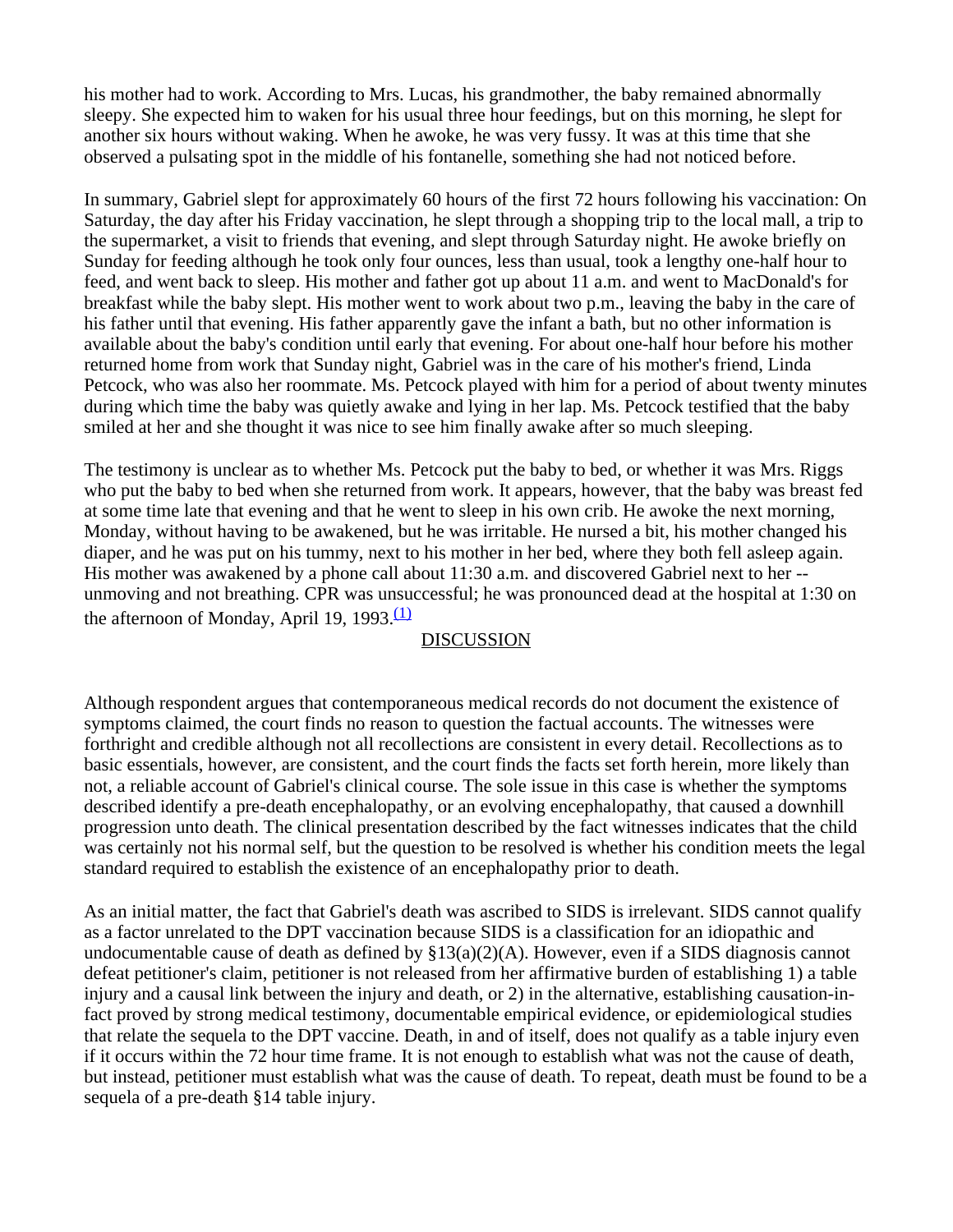his mother had to work. According to Mrs. Lucas, his grandmother, the baby remained abnormally sleepy. She expected him to waken for his usual three hour feedings, but on this morning, he slept for another six hours without waking. When he awoke, he was very fussy. It was at this time that she observed a pulsating spot in the middle of his fontanelle, something she had not noticed before.

In summary, Gabriel slept for approximately 60 hours of the first 72 hours following his vaccination: On Saturday, the day after his Friday vaccination, he slept through a shopping trip to the local mall, a trip to the supermarket, a visit to friends that evening, and slept through Saturday night. He awoke briefly on Sunday for feeding although he took only four ounces, less than usual, took a lengthy one-half hour to feed, and went back to sleep. His mother and father got up about 11 a.m. and went to MacDonald's for breakfast while the baby slept. His mother went to work about two p.m., leaving the baby in the care of his father until that evening. His father apparently gave the infant a bath, but no other information is available about the baby's condition until early that evening. For about one-half hour before his mother returned home from work that Sunday night, Gabriel was in the care of his mother's friend, Linda Petcock, who was also her roommate. Ms. Petcock played with him for a period of about twenty minutes during which time the baby was quietly awake and lying in her lap. Ms. Petcock testified that the baby smiled at her and she thought it was nice to see him finally awake after so much sleeping.

The testimony is unclear as to whether Ms. Petcock put the baby to bed, or whether it was Mrs. Riggs who put the baby to bed when she returned from work. It appears, however, that the baby was breast fed at some time late that evening and that he went to sleep in his own crib. He awoke the next morning, Monday, without having to be awakened, but he was irritable. He nursed a bit, his mother changed his diaper, and he was put on his tummy, next to his mother in her bed, where they both fell asleep again. His mother was awakened by a phone call about 11:30 a.m. and discovered Gabriel next to her -- unmoving and not breathing. CPR was unsuccessful; he was pronounced dead at the hospital at 1:30 on the afternoon of Monday, April 19, 1993.[(1)]

## DISCUSSION

Although respondent argues that contemporaneous medical records do not document the existence of symptoms claimed, the court finds no reason to question the factual accounts. The witnesses were forthright and credible although not all recollections are consistent in every detail. Recollections as to basic essentials, however, are consistent, and the court finds the facts set forth herein, more likely than not, a reliable account of Gabriel's clinical course. The sole issue in this case is whether the symptoms described identify a pre-death encephalopathy, or an evolving encephalopathy, that caused a downhill progression unto death. The clinical presentation described by the fact witnesses indicates that the child was certainly not his normal self, but the question to be resolved is whether his condition meets the legal standard required to establish the existence of an encephalopathy prior to death.

As an initial matter, the fact that Gabriel's death was ascribed to SIDS is irrelevant. SIDS cannot qualify as a factor unrelated to the DPT vaccination because SIDS is a classification for an idiopathic and undocumentable cause of death as defined by §13(a)(2)(A). However, even if a SIDS diagnosis cannot defeat petitioner's claim, petitioner is not released from her affirmative burden of establishing 1) a table injury and a causal link between the injury and death, or 2) in the alternative, establishing causation-in-fact proved by strong medical testimony, documentable empirical evidence, or epidemiological studies that relate the sequela to the DPT vaccine. Death, in and of itself, does not qualify as a table injury even if it occurs within the 72 hour time frame. It is not enough to establish what was not the cause of death, but instead, petitioner must establish what was the cause of death. To repeat, death must be found to be a sequela of a pre-death §14 table injury.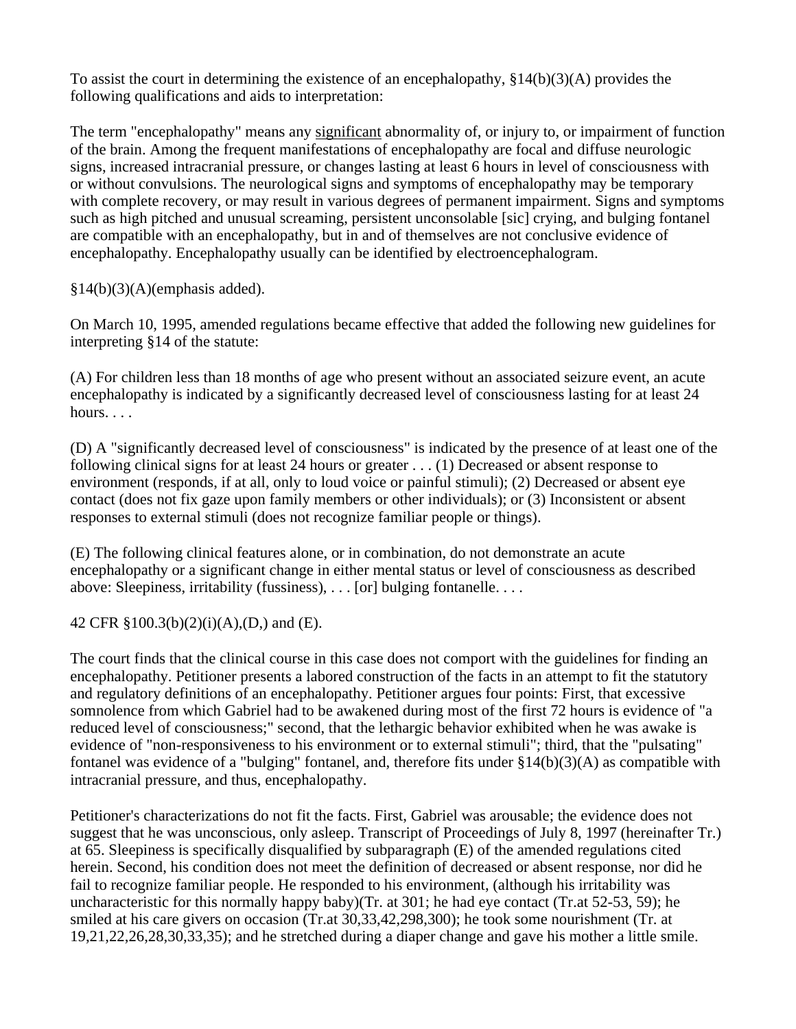To assist the court in determining the existence of an encephalopathy, §14(b)(3)(A) provides the following qualifications and aids to interpretation:

The term "encephalopathy" means any <u>significant</u> abnormality of, or injury to, or impairment of function of the brain. Among the frequent manifestations of encephalopathy are focal and diffuse neurologic signs, increased intracranial pressure, or changes lasting at least 6 hours in level of consciousness with or without convulsions. The neurological signs and symptoms of encephalopathy may be temporary with complete recovery, or may result in various degrees of permanent impairment. Signs and symptoms such as high pitched and unusual screaming, persistent unconsolable [sic] crying, and bulging fontanel are compatible with an encephalopathy, but in and of themselves are not conclusive evidence of encephalopathy. Encephalopathy usually can be identified by electroencephalogram.

§14(b)(3)(A)(emphasis added).

On March 10, 1995, amended regulations became effective that added the following new guidelines for interpreting §14 of the statute:

(A) For children less than 18 months of age who present without an associated seizure event, an acute encephalopathy is indicated by a significantly decreased level of consciousness lasting for at least 24 hours. . . .

(D) A "significantly decreased level of consciousness" is indicated by the presence of at least one of the following clinical signs for at least 24 hours or greater . . . (1) Decreased or absent response to environment (responds, if at all, only to loud voice or painful stimuli); (2) Decreased or absent eye contact (does not fix gaze upon family members or other individuals); or (3) Inconsistent or absent responses to external stimuli (does not recognize familiar people or things).

(E) The following clinical features alone, or in combination, do not demonstrate an acute encephalopathy or a significant change in either mental status or level of consciousness as described above: Sleepiness, irritability (fussiness), . . . [or] bulging fontanelle. . . .

42 CFR §100.3(b)(2)(i)(A),(D,) and (E).

The court finds that the clinical course in this case does not comport with the guidelines for finding an encephalopathy. Petitioner presents a labored construction of the facts in an attempt to fit the statutory and regulatory definitions of an encephalopathy. Petitioner argues four points: First, that excessive somnolence from which Gabriel had to be awakened during most of the first 72 hours is evidence of "a reduced level of consciousness;" second, that the lethargic behavior exhibited when he was awake is evidence of "non-responsiveness to his environment or to external stimuli"; third, that the "pulsating" fontanel was evidence of a "bulging" fontanel, and, therefore fits under §14(b)(3)(A) as compatible with intracranial pressure, and thus, encephalopathy.

Petitioner's characterizations do not fit the facts. First, Gabriel was arousable; the evidence does not suggest that he was unconscious, only asleep. Transcript of Proceedings of July 8, 1997 (hereinafter Tr.) at 65. Sleepiness is specifically disqualified by subparagraph (E) of the amended regulations cited herein. Second, his condition does not meet the definition of decreased or absent response, nor did he fail to recognize familiar people. He responded to his environment, (although his irritability was uncharacteristic for this normally happy baby)(Tr. at 301; he had eye contact (Tr.at 52-53, 59); he smiled at his care givers on occasion (Tr.at 30,33,42,298,300); he took some nourishment (Tr. at 19,21,22,26,28,30,33,35); and he stretched during a diaper change and gave his mother a little smile.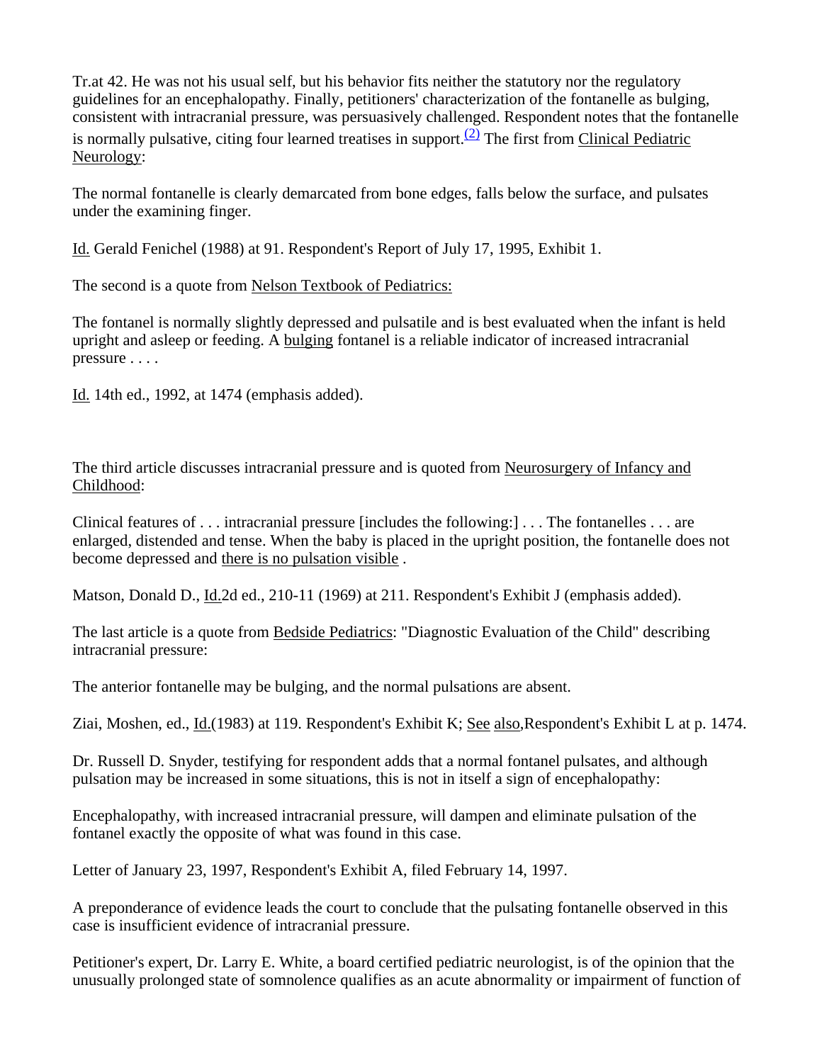Tr.at 42. He was not his usual self, but his behavior fits neither the statutory nor the regulatory guidelines for an encephalopathy. Finally, petitioners' characterization of the fontanelle as bulging, consistent with intracranial pressure, was persuasively challenged. Respondent notes that the fontanelle is normally pulsative, citing four learned treatises in support.[(2)] The first from Clinical Pediatric Neurology:

The normal fontanelle is clearly demarcated from bone edges, falls below the surface, and pulsates under the examining finger.

Id. Gerald Fenichel (1988) at 91. Respondent's Report of July 17, 1995, Exhibit 1.

The second is a quote from Nelson Textbook of Pediatrics:

The fontanel is normally slightly depressed and pulsatile and is best evaluated when the infant is held upright and asleep or feeding. A bulging fontanel is a reliable indicator of increased intracranial pressure . . . .

Id. 14th ed., 1992, at 1474 (emphasis added).

The third article discusses intracranial pressure and is quoted from Neurosurgery of Infancy and Childhood:

Clinical features of . . . intracranial pressure [includes the following:] . . . The fontanelles . . . are enlarged, distended and tense. When the baby is placed in the upright position, the fontanelle does not become depressed and there is no pulsation visible .

Matson, Donald D., Id.2d ed., 210-11 (1969) at 211. Respondent's Exhibit J (emphasis added).

The last article is a quote from Bedside Pediatrics: "Diagnostic Evaluation of the Child" describing intracranial pressure:

The anterior fontanelle may be bulging, and the normal pulsations are absent.

Ziai, Moshen, ed., Id.(1983) at 119. Respondent's Exhibit K; See also,Respondent's Exhibit L at p. 1474.

Dr. Russell D. Snyder, testifying for respondent adds that a normal fontanel pulsates, and although pulsation may be increased in some situations, this is not in itself a sign of encephalopathy:

Encephalopathy, with increased intracranial pressure, will dampen and eliminate pulsation of the fontanel exactly the opposite of what was found in this case.

Letter of January 23, 1997, Respondent's Exhibit A, filed February 14, 1997.

A preponderance of evidence leads the court to conclude that the pulsating fontanelle observed in this case is insufficient evidence of intracranial pressure.

Petitioner's expert, Dr. Larry E. White, a board certified pediatric neurologist, is of the opinion that the unusually prolonged state of somnolence qualifies as an acute abnormality or impairment of function of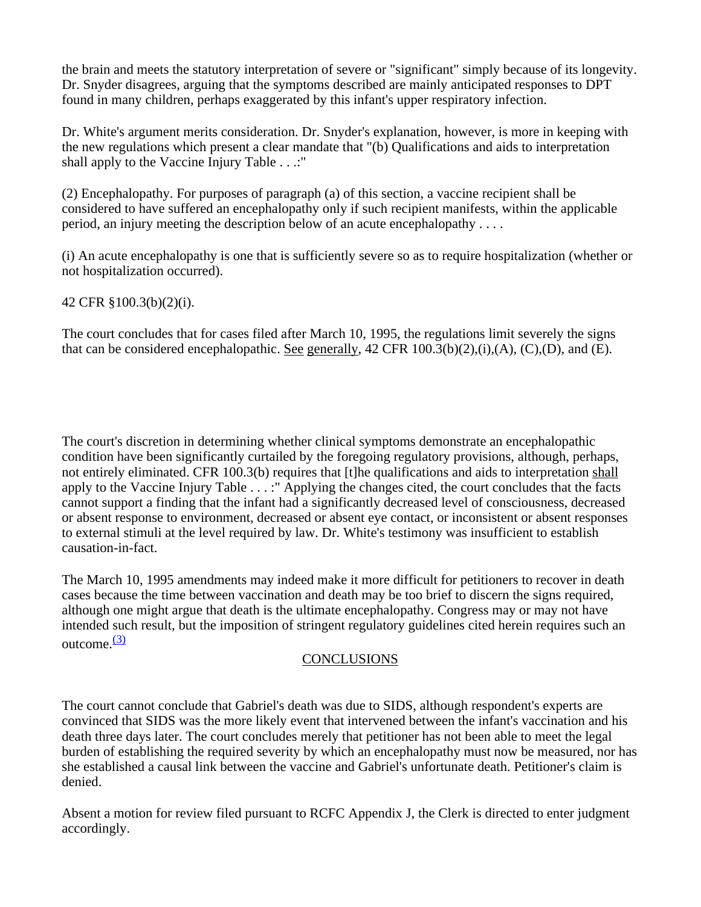the brain and meets the statutory interpretation of severe or "significant" simply because of its longevity. Dr. Snyder disagrees, arguing that the symptoms described are mainly anticipated responses to DPT found in many children, perhaps exaggerated by this infant's upper respiratory infection.

Dr. White's argument merits consideration. Dr. Snyder's explanation, however, is more in keeping with the new regulations which present a clear mandate that "(b) Qualifications and aids to interpretation shall apply to the Vaccine Injury Table . . .:"

(2) Encephalopathy. For purposes of paragraph (a) of this section, a vaccine recipient shall be considered to have suffered an encephalopathy only if such recipient manifests, within the applicable period, an injury meeting the description below of an acute encephalopathy . . . .

(i) An acute encephalopathy is one that is sufficiently severe so as to require hospitalization (whether or not hospitalization occurred).

42 CFR §100.3(b)(2)(i).

The court concludes that for cases filed after March 10, 1995, the regulations limit severely the signs that can be considered encephalopathic. See generally, 42 CFR 100.3(b)(2),(i),(A), (C),(D), and (E).

The court's discretion in determining whether clinical symptoms demonstrate an encephalopathic condition have been significantly curtailed by the foregoing regulatory provisions, although, perhaps, not entirely eliminated. CFR 100.3(b) requires that [t]he qualifications and aids to interpretation shall apply to the Vaccine Injury Table . . . :" Applying the changes cited, the court concludes that the facts cannot support a finding that the infant had a significantly decreased level of consciousness, decreased or absent response to environment, decreased or absent eye contact, or inconsistent or absent responses to external stimuli at the level required by law. Dr. White's testimony was insufficient to establish causation-in-fact.

The March 10, 1995 amendments may indeed make it more difficult for petitioners to recover in death cases because the time between vaccination and death may be too brief to discern the signs required, although one might argue that death is the ultimate encephalopathy. Congress may or may not have intended such result, but the imposition of stringent regulatory guidelines cited herein requires such an outcome.[(3)]

## CONCLUSIONS

The court cannot conclude that Gabriel's death was due to SIDS, although respondent's experts are convinced that SIDS was the more likely event that intervened between the infant's vaccination and his death three days later. The court concludes merely that petitioner has not been able to meet the legal burden of establishing the required severity by which an encephalopathy must now be measured, nor has she established a causal link between the vaccine and Gabriel's unfortunate death. Petitioner's claim is denied.

Absent a motion for review filed pursuant to RCFC Appendix J, the Clerk is directed to enter judgment accordingly.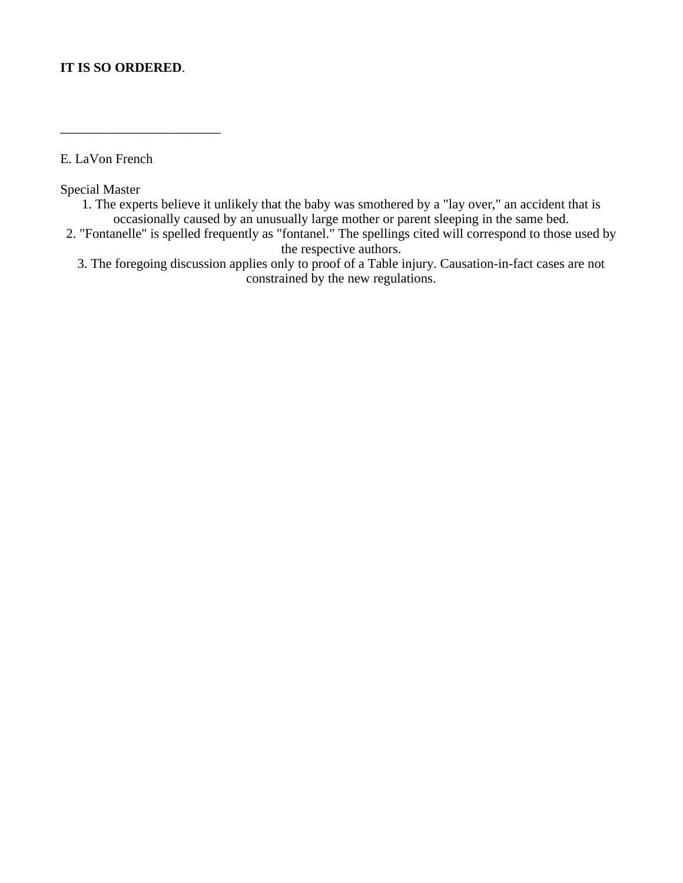**IT IS SO ORDERED**.

\_\_\_\_\_\_\_\_\_\_\_\_\_\_\_\_\_\_\_\_\_\_\_\_\_

E. LaVon French

Special Master

1. The experts believe it unlikely that the baby was smothered by a "lay over," an accident that is occasionally caused by an unusually large mother or parent sleeping in the same bed.

2. "Fontanelle" is spelled frequently as "fontanel." The spellings cited will correspond to those used by the respective authors.

3. The foregoing discussion applies only to proof of a Table injury. Causation-in-fact cases are not constrained by the new regulations.